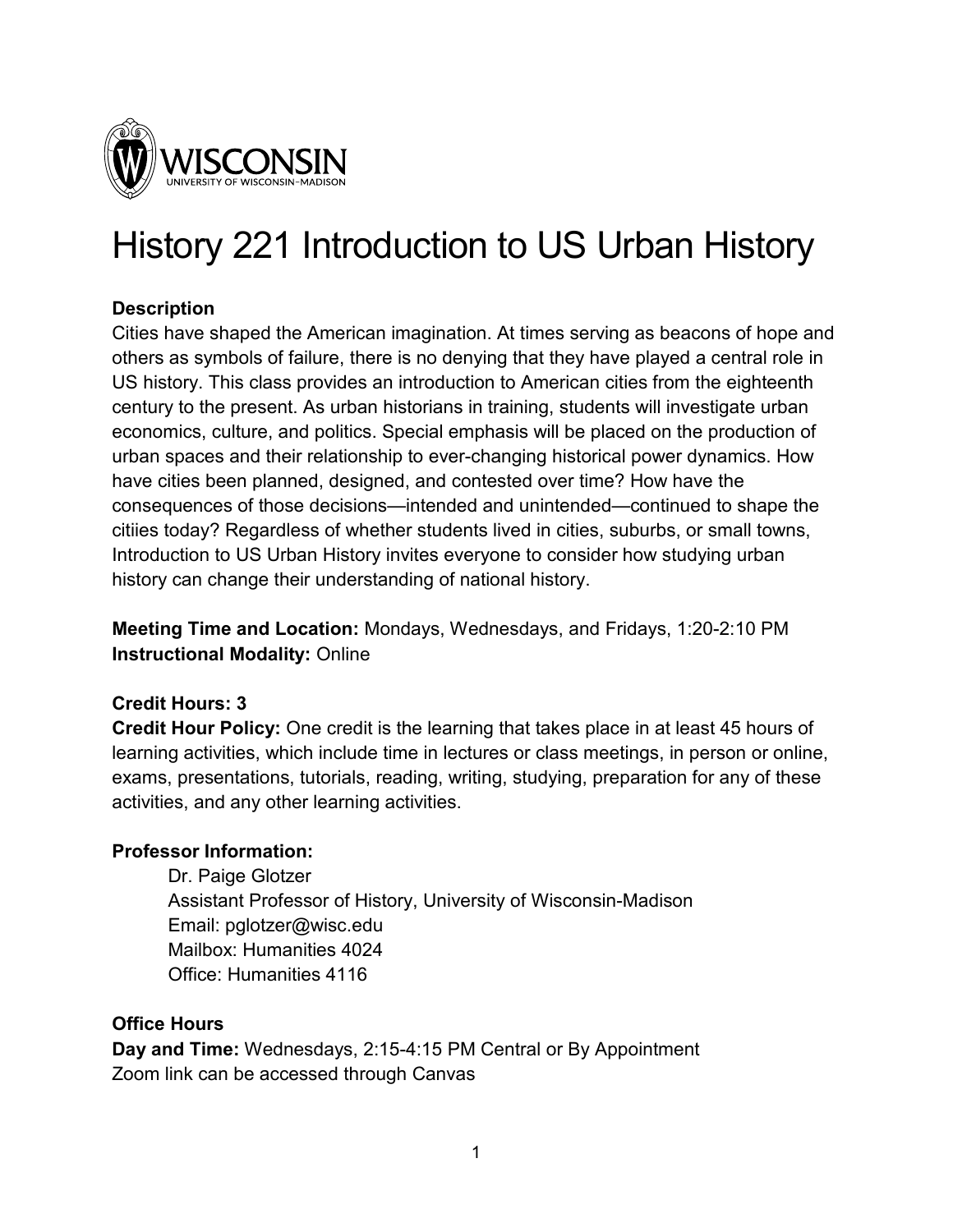WISCONSIN
UNIVERSITY OF WISCONSIN–MADISON

# History 221 Introduction to US Urban History

**Description**

Cities have shaped the American imagination. At times serving as beacons of hope and others as symbols of failure, there is no denying that they have played a central role in US history. This class provides an introduction to American cities from the eighteenth century to the present. As urban historians in training, students will investigate urban economics, culture, and politics. Special emphasis will be placed on the production of urban spaces and their relationship to ever-changing historical power dynamics. How have cities been planned, designed, and contested over time? How have the consequences of those decisions—intended and unintended—continued to shape the citiies today? Regardless of whether students lived in cities, suburbs, or small towns, Introduction to US Urban History invites everyone to consider how studying urban history can change their understanding of national history.

**Meeting Time and Location:** Mondays, Wednesdays, and Fridays, 1:20-2:10 PM
**Instructional Modality:** Online

**Credit Hours: 3**
**Credit Hour Policy:** One credit is the learning that takes place in at least 45 hours of learning activities, which include time in lectures or class meetings, in person or online, exams, presentations, tutorials, reading, writing, studying, preparation for any of these activities, and any other learning activities.

**Professor Information:**

Dr. Paige Glotzer
Assistant Professor of History, University of Wisconsin-Madison
Email: pglotzer@wisc.edu
Mailbox: Humanities 4024
Office: Humanities 4116

**Office Hours**

**Day and Time:** Wednesdays, 2:15-4:15 PM Central or By Appointment
Zoom link can be accessed through Canvas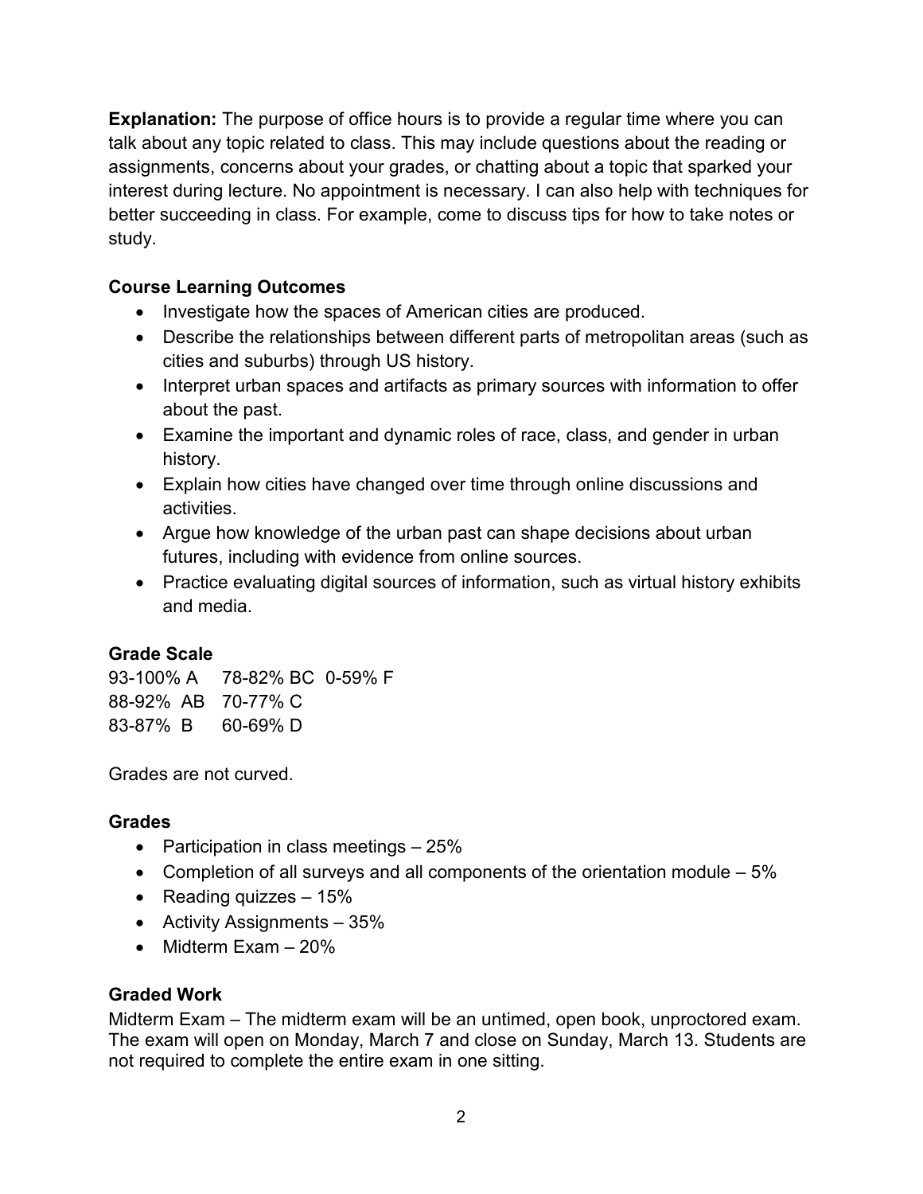**Explanation:** The purpose of office hours is to provide a regular time where you can talk about any topic related to class. This may include questions about the reading or assignments, concerns about your grades, or chatting about a topic that sparked your interest during lecture. No appointment is necessary. I can also help with techniques for better succeeding in class. For example, come to discuss tips for how to take notes or study.

**Course Learning Outcomes**

- Investigate how the spaces of American cities are produced.
- Describe the relationships between different parts of metropolitan areas (such as cities and suburbs) through US history.
- Interpret urban spaces and artifacts as primary sources with information to offer about the past.
- Examine the important and dynamic roles of race, class, and gender in urban history.
- Explain how cities have changed over time through online discussions and activities.
- Argue how knowledge of the urban past can shape decisions about urban futures, including with evidence from online sources.
- Practice evaluating digital sources of information, such as virtual history exhibits and media.

**Grade Scale**

| | | |
|---|---|---|
| 93-100% A | 78-82% BC | 0-59% F |
| 88-92% AB | 70-77% C | |
| 83-87% B | 60-69% D | |

Grades are not curved.

**Grades**

- Participation in class meetings – 25%
- Completion of all surveys and all components of the orientation module – 5%
- Reading quizzes – 15%
- Activity Assignments – 35%
- Midterm Exam – 20%

**Graded Work**

Midterm Exam – The midterm exam will be an untimed, open book, unproctored exam. The exam will open on Monday, March 7 and close on Sunday, March 13. Students are not required to complete the entire exam in one sitting.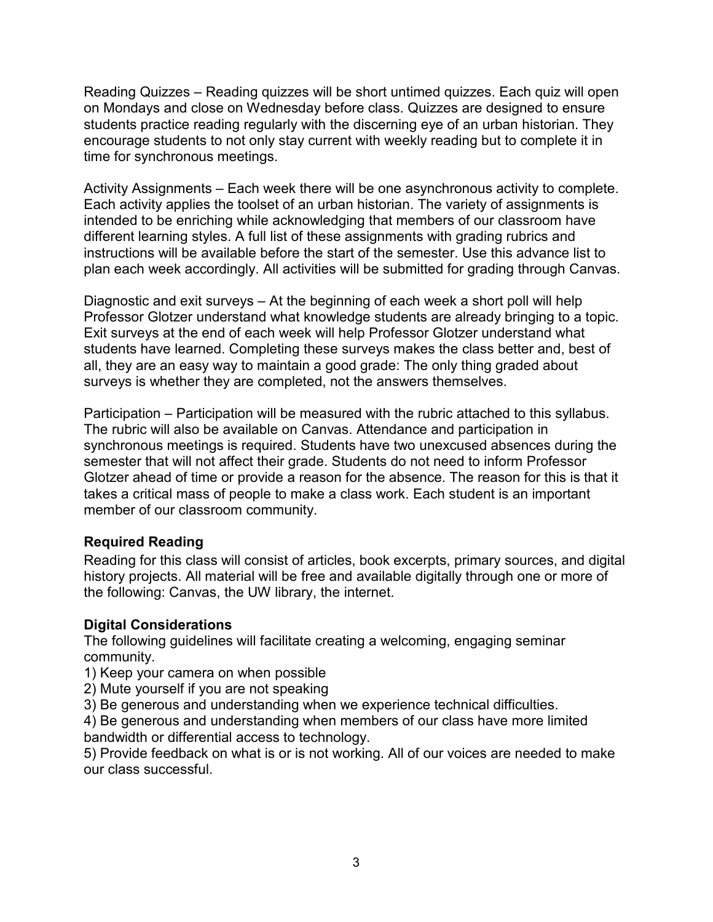Reading Quizzes – Reading quizzes will be short untimed quizzes. Each quiz will open on Mondays and close on Wednesday before class. Quizzes are designed to ensure students practice reading regularly with the discerning eye of an urban historian. They encourage students to not only stay current with weekly reading but to complete it in time for synchronous meetings.

Activity Assignments – Each week there will be one asynchronous activity to complete. Each activity applies the toolset of an urban historian. The variety of assignments is intended to be enriching while acknowledging that members of our classroom have different learning styles. A full list of these assignments with grading rubrics and instructions will be available before the start of the semester. Use this advance list to plan each week accordingly. All activities will be submitted for grading through Canvas.

Diagnostic and exit surveys – At the beginning of each week a short poll will help Professor Glotzer understand what knowledge students are already bringing to a topic. Exit surveys at the end of each week will help Professor Glotzer understand what students have learned. Completing these surveys makes the class better and, best of all, they are an easy way to maintain a good grade: The only thing graded about surveys is whether they are completed, not the answers themselves.

Participation – Participation will be measured with the rubric attached to this syllabus. The rubric will also be available on Canvas. Attendance and participation in synchronous meetings is required. Students have two unexcused absences during the semester that will not affect their grade. Students do not need to inform Professor Glotzer ahead of time or provide a reason for the absence. The reason for this is that it takes a critical mass of people to make a class work. Each student is an important member of our classroom community.

**Required Reading**

Reading for this class will consist of articles, book excerpts, primary sources, and digital history projects. All material will be free and available digitally through one or more of the following: Canvas, the UW library, the internet.

**Digital Considerations**

The following guidelines will facilitate creating a welcoming, engaging seminar community.

1) Keep your camera on when possible
2) Mute yourself if you are not speaking
3) Be generous and understanding when we experience technical difficulties.
4) Be generous and understanding when members of our class have more limited bandwidth or differential access to technology.
5) Provide feedback on what is or is not working. All of our voices are needed to make our class successful.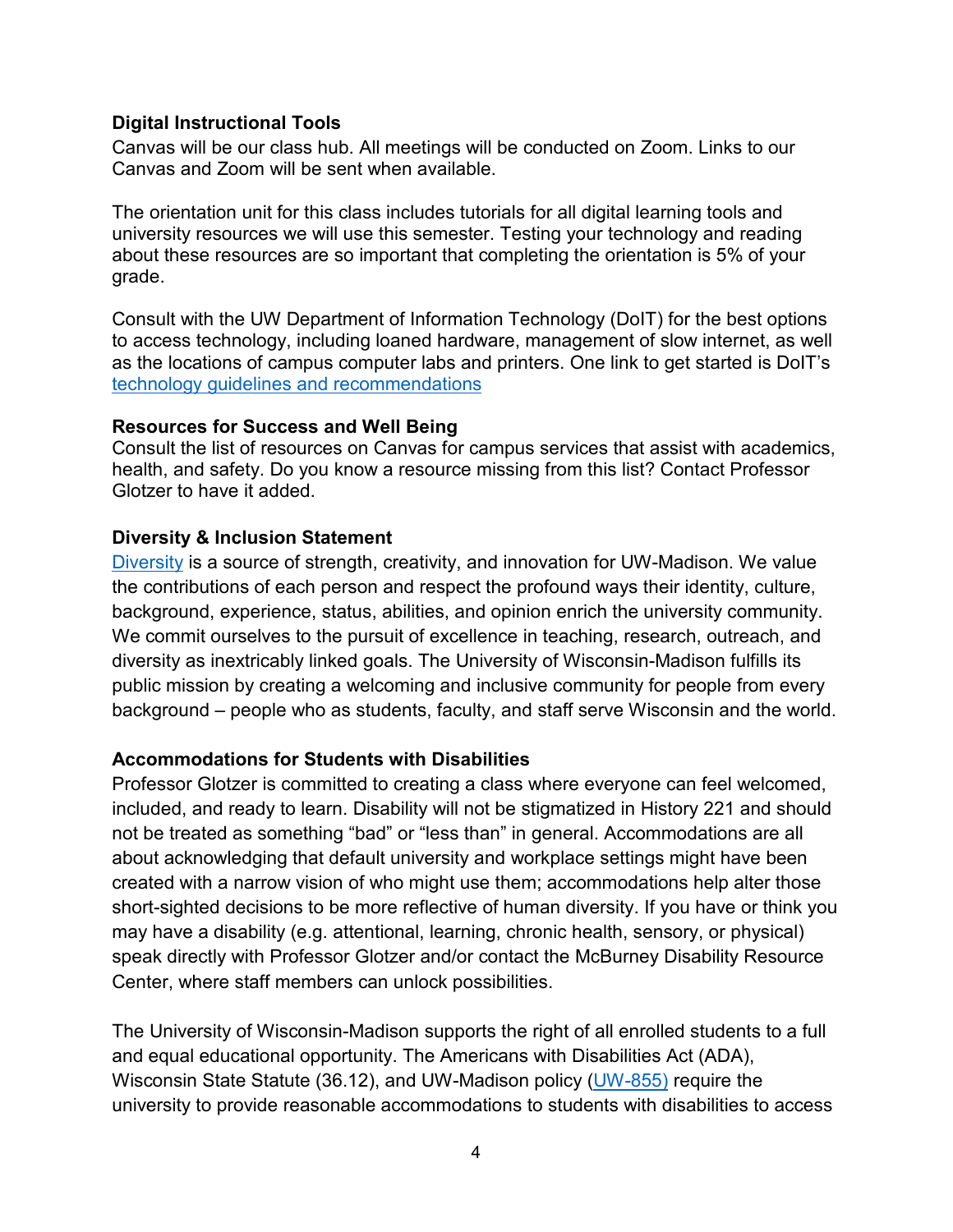**Digital Instructional Tools**

Canvas will be our class hub. All meetings will be conducted on Zoom. Links to our Canvas and Zoom will be sent when available.

The orientation unit for this class includes tutorials for all digital learning tools and university resources we will use this semester. Testing your technology and reading about these resources are so important that completing the orientation is 5% of your grade.

Consult with the UW Department of Information Technology (DoIT) for the best options to access technology, including loaned hardware, management of slow internet, as well as the locations of campus computer labs and printers. One link to get started is DoIT's [technology guidelines and recommendations]

**Resources for Success and Well Being**

Consult the list of resources on Canvas for campus services that assist with academics, health, and safety. Do you know a resource missing from this list? Contact Professor Glotzer to have it added.

**Diversity & Inclusion Statement**

[Diversity] is a source of strength, creativity, and innovation for UW-Madison. We value the contributions of each person and respect the profound ways their identity, culture, background, experience, status, abilities, and opinion enrich the university community. We commit ourselves to the pursuit of excellence in teaching, research, outreach, and diversity as inextricably linked goals. The University of Wisconsin-Madison fulfills its public mission by creating a welcoming and inclusive community for people from every background – people who as students, faculty, and staff serve Wisconsin and the world.

**Accommodations for Students with Disabilities**

Professor Glotzer is committed to creating a class where everyone can feel welcomed, included, and ready to learn. Disability will not be stigmatized in History 221 and should not be treated as something "bad" or "less than" in general. Accommodations are all about acknowledging that default university and workplace settings might have been created with a narrow vision of who might use them; accommodations help alter those short-sighted decisions to be more reflective of human diversity. If you have or think you may have a disability (e.g. attentional, learning, chronic health, sensory, or physical) speak directly with Professor Glotzer and/or contact the McBurney Disability Resource Center, where staff members can unlock possibilities.

The University of Wisconsin-Madison supports the right of all enrolled students to a full and equal educational opportunity. The Americans with Disabilities Act (ADA), Wisconsin State Statute (36.12), and UW-Madison policy ([UW-855)] require the university to provide reasonable accommodations to students with disabilities to access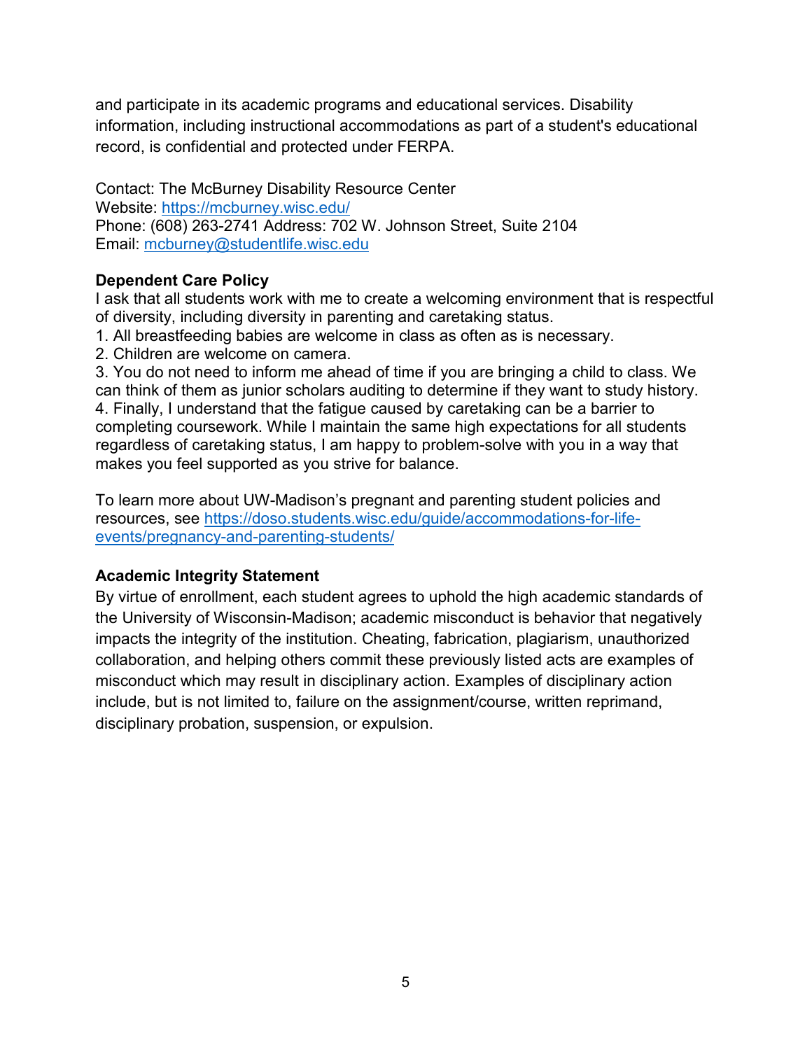and participate in its academic programs and educational services. Disability information, including instructional accommodations as part of a student's educational record, is confidential and protected under FERPA.

Contact: The McBurney Disability Resource Center
Website: https://mcburney.wisc.edu/
Phone: (608) 263-2741 Address: 702 W. Johnson Street, Suite 2104
Email: mcburney@studentlife.wisc.edu

**Dependent Care Policy**

I ask that all students work with me to create a welcoming environment that is respectful of diversity, including diversity in parenting and caretaking status.

1. All breastfeeding babies are welcome in class as often as is necessary.
2. Children are welcome on camera.
3. You do not need to inform me ahead of time if you are bringing a child to class. We can think of them as junior scholars auditing to determine if they want to study history.
4. Finally, I understand that the fatigue caused by caretaking can be a barrier to completing coursework. While I maintain the same high expectations for all students regardless of caretaking status, I am happy to problem-solve with you in a way that makes you feel supported as you strive for balance.

To learn more about UW-Madison's pregnant and parenting student policies and resources, see https://doso.students.wisc.edu/guide/accommodations-for-life-events/pregnancy-and-parenting-students/

**Academic Integrity Statement**

By virtue of enrollment, each student agrees to uphold the high academic standards of the University of Wisconsin-Madison; academic misconduct is behavior that negatively impacts the integrity of the institution. Cheating, fabrication, plagiarism, unauthorized collaboration, and helping others commit these previously listed acts are examples of misconduct which may result in disciplinary action. Examples of disciplinary action include, but is not limited to, failure on the assignment/course, written reprimand, disciplinary probation, suspension, or expulsion.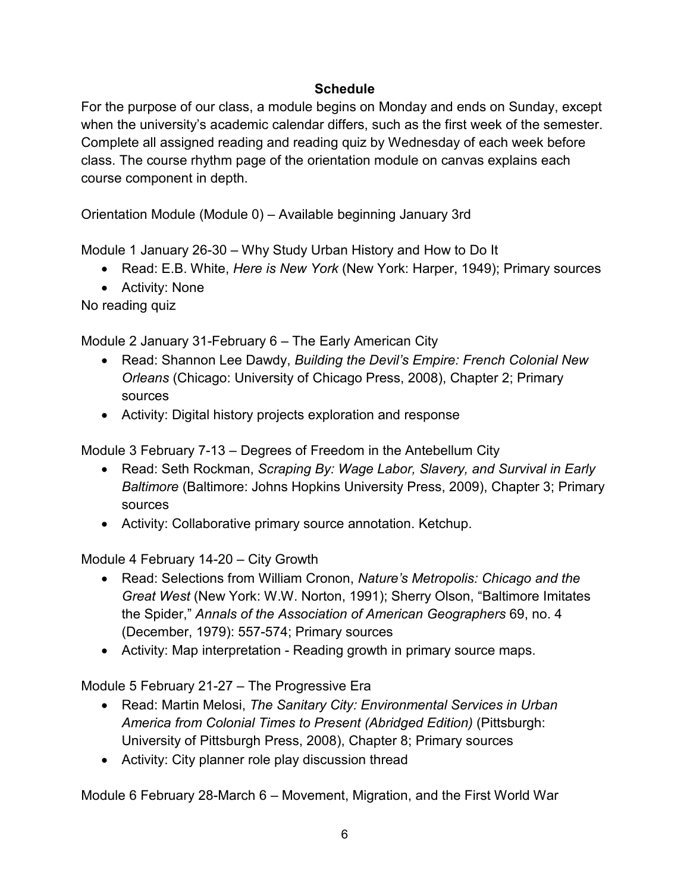## Schedule

For the purpose of our class, a module begins on Monday and ends on Sunday, except when the university's academic calendar differs, such as the first week of the semester. Complete all assigned reading and reading quiz by Wednesday of each week before class. The course rhythm page of the orientation module on canvas explains each course component in depth.

Orientation Module (Module 0) – Available beginning January 3rd

Module 1 January 26-30 – Why Study Urban History and How to Do It

- Read: E.B. White, *Here is New York* (New York: Harper, 1949); Primary sources
- Activity: None

No reading quiz

Module 2 January 31-February 6 – The Early American City

- Read: Shannon Lee Dawdy, *Building the Devil's Empire: French Colonial New Orleans* (Chicago: University of Chicago Press, 2008), Chapter 2; Primary sources
- Activity: Digital history projects exploration and response

Module 3 February 7-13 – Degrees of Freedom in the Antebellum City

- Read: Seth Rockman, *Scraping By: Wage Labor, Slavery, and Survival in Early Baltimore* (Baltimore: Johns Hopkins University Press, 2009), Chapter 3; Primary sources
- Activity: Collaborative primary source annotation. Ketchup.

Module 4 February 14-20 – City Growth

- Read: Selections from William Cronon, *Nature's Metropolis: Chicago and the Great West* (New York: W.W. Norton, 1991); Sherry Olson, "Baltimore Imitates the Spider," *Annals of the Association of American Geographers* 69, no. 4 (December, 1979): 557-574; Primary sources
- Activity: Map interpretation - Reading growth in primary source maps.

Module 5 February 21-27 – The Progressive Era

- Read: Martin Melosi, *The Sanitary City: Environmental Services in Urban America from Colonial Times to Present (Abridged Edition)* (Pittsburgh: University of Pittsburgh Press, 2008), Chapter 8; Primary sources
- Activity: City planner role play discussion thread

Module 6 February 28-March 6 – Movement, Migration, and the First World War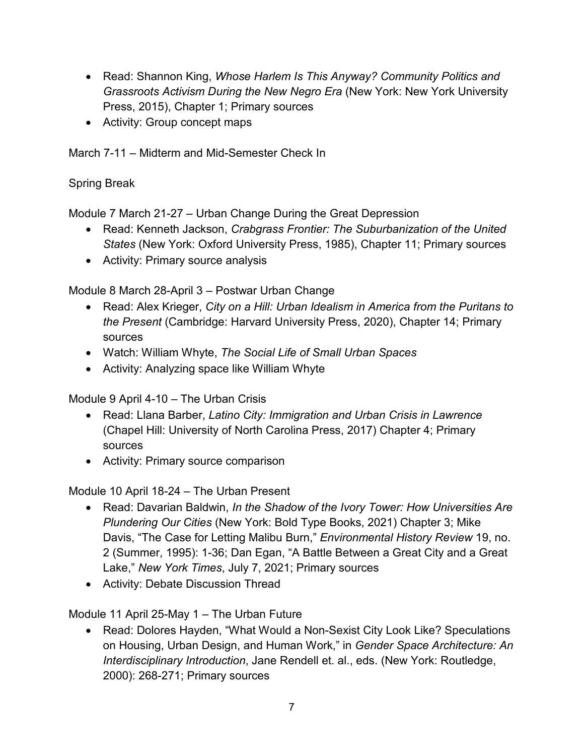- Read: Shannon King, *Whose Harlem Is This Anyway? Community Politics and Grassroots Activism During the New Negro Era* (New York: New York University Press, 2015), Chapter 1; Primary sources
- Activity: Group concept maps

March 7-11 – Midterm and Mid-Semester Check In

Spring Break

Module 7 March 21-27 – Urban Change During the Great Depression

- Read: Kenneth Jackson, *Crabgrass Frontier: The Suburbanization of the United States* (New York: Oxford University Press, 1985), Chapter 11; Primary sources
- Activity: Primary source analysis

Module 8 March 28-April 3 – Postwar Urban Change

- Read: Alex Krieger, *City on a Hill: Urban Idealism in America from the Puritans to the Present* (Cambridge: Harvard University Press, 2020), Chapter 14; Primary sources
- Watch: William Whyte, *The Social Life of Small Urban Spaces*
- Activity: Analyzing space like William Whyte

Module 9 April 4-10 – The Urban Crisis

- Read: Llana Barber, *Latino City: Immigration and Urban Crisis in Lawrence* (Chapel Hill: University of North Carolina Press, 2017) Chapter 4; Primary sources
- Activity: Primary source comparison

Module 10 April 18-24 – The Urban Present

- Read: Davarian Baldwin, *In the Shadow of the Ivory Tower: How Universities Are Plundering Our Cities* (New York: Bold Type Books, 2021) Chapter 3; Mike Davis, "The Case for Letting Malibu Burn," *Environmental History Review* 19, no. 2 (Summer, 1995): 1-36; Dan Egan, "A Battle Between a Great City and a Great Lake," *New York Times*, July 7, 2021; Primary sources
- Activity: Debate Discussion Thread

Module 11 April 25-May 1 – The Urban Future

- Read: Dolores Hayden, "What Would a Non-Sexist City Look Like? Speculations on Housing, Urban Design, and Human Work," in *Gender Space Architecture: An Interdisciplinary Introduction*, Jane Rendell et. al., eds. (New York: Routledge, 2000): 268-271; Primary sources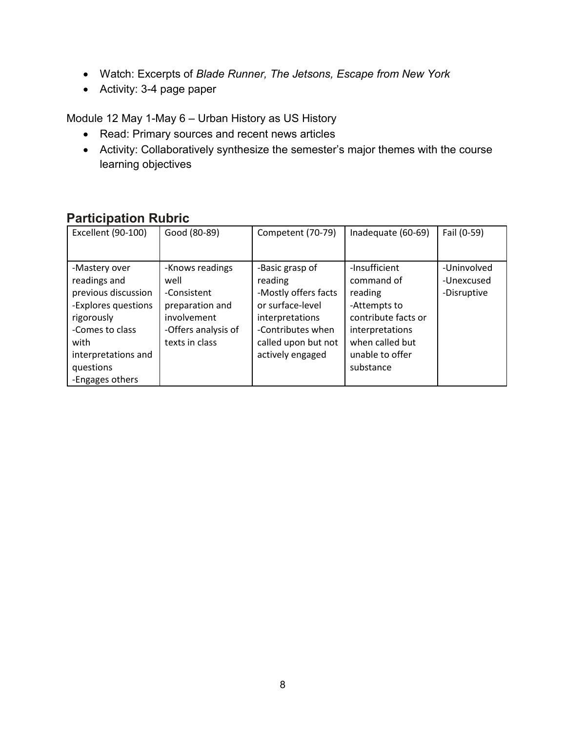- Watch: Excerpts of *Blade Runner, The Jetsons, Escape from New York*
- Activity: 3-4 page paper

Module 12 May 1-May 6 – Urban History as US History

- Read: Primary sources and recent news articles
- Activity: Collaboratively synthesize the semester's major themes with the course learning objectives

## Participation Rubric

| Excellent (90-100) | Good (80-89) | Competent (70-79) | Inadequate (60-69) | Fail (0-59) |
|---|---|---|---|---|
| -Mastery over readings and previous discussion<br>-Explores questions rigorously<br>-Comes to class with interpretations and questions<br>-Engages others | -Knows readings well<br>-Consistent preparation and involvement<br>-Offers analysis of texts in class | -Basic grasp of reading<br>-Mostly offers facts or surface-level interpretations<br>-Contributes when called upon but not actively engaged | -Insufficient command of reading<br>-Attempts to contribute facts or interpretations when called but unable to offer substance | -Uninvolved<br>-Unexcused<br>-Disruptive |